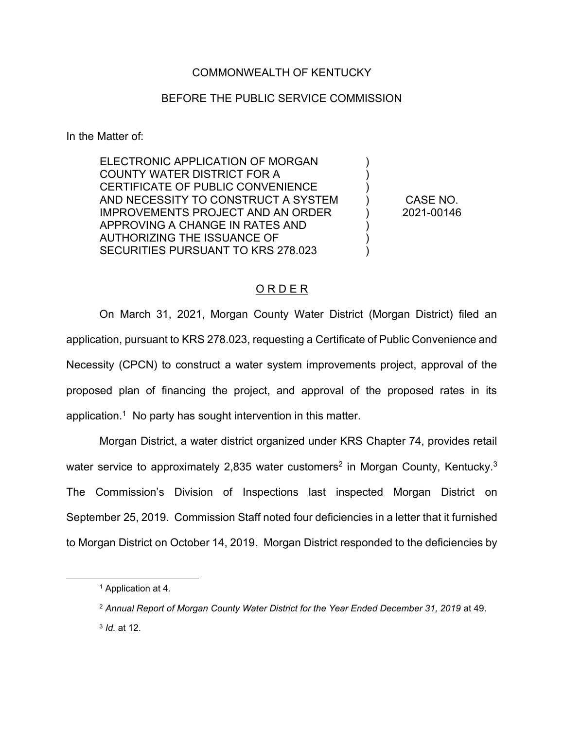COMMONWEALTH OF KENTUCKY

BEFORE THE PUBLIC SERVICE COMMISSION

In the Matter of:

| | | |
|---|---|---|
| ELECTRONIC APPLICATION OF MORGAN COUNTY WATER DISTRICT FOR A CERTIFICATE OF PUBLIC CONVENIENCE AND NECESSITY TO CONSTRUCT A SYSTEM IMPROVEMENTS PROJECT AND AN ORDER APPROVING A CHANGE IN RATES AND AUTHORIZING THE ISSUANCE OF SECURITIES PURSUANT TO KRS 278.023 | ) | CASE NO. 2021-00146 |

ORDER

On March 31, 2021, Morgan County Water District (Morgan District) filed an application, pursuant to KRS 278.023, requesting a Certificate of Public Convenience and Necessity (CPCN) to construct a water system improvements project, approval of the proposed plan of financing the project, and approval of the proposed rates in its application.[1] No party has sought intervention in this matter.

Morgan District, a water district organized under KRS Chapter 74, provides retail water service to approximately 2,835 water customers[2] in Morgan County, Kentucky.[3] The Commission's Division of Inspections last inspected Morgan District on September 25, 2019. Commission Staff noted four deficiencies in a letter that it furnished to Morgan District on October 14, 2019. Morgan District responded to the deficiencies by

---

[1] Application at 4.

[2] *Annual Report of Morgan County Water District for the Year Ended December 31, 2019* at 49.

[3] *Id.* at 12.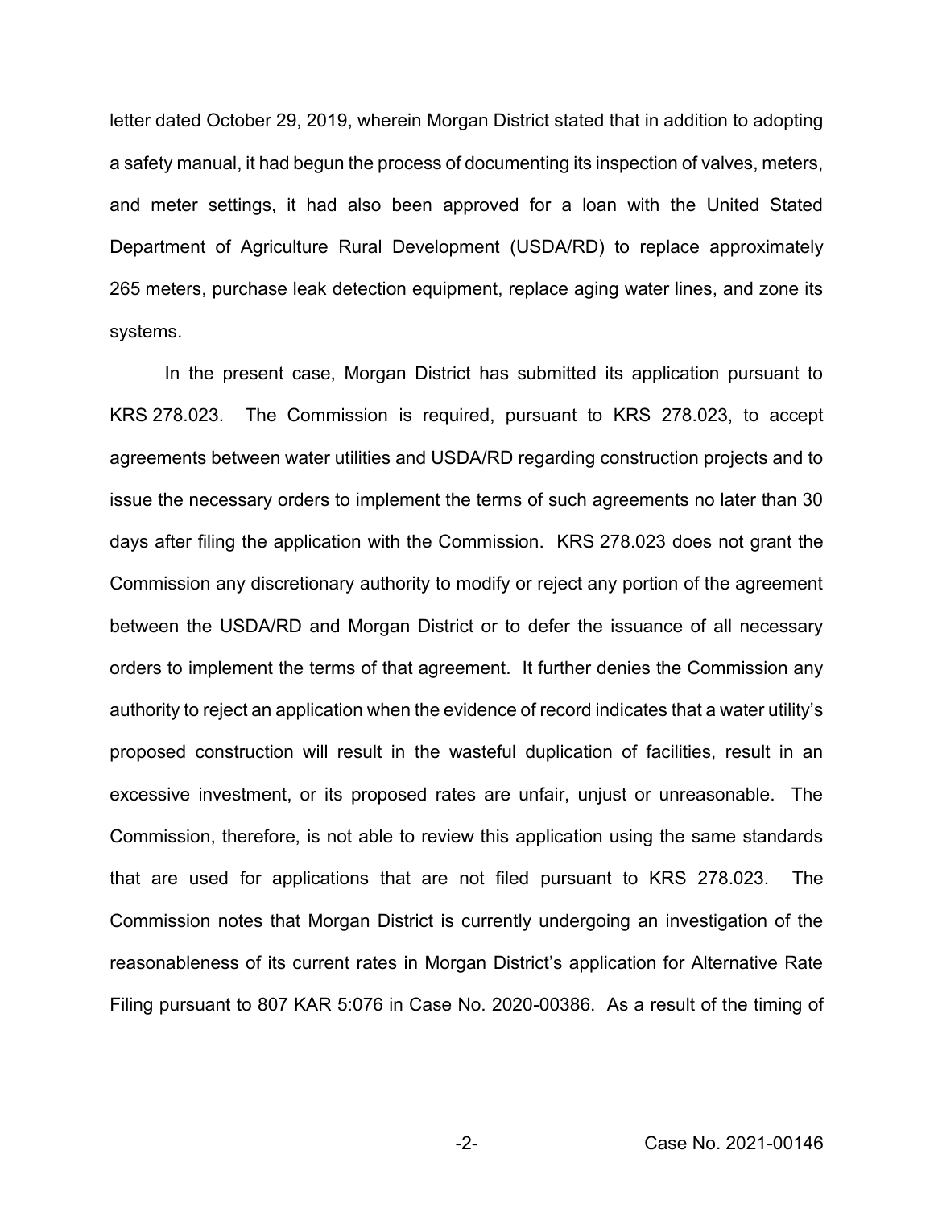letter dated October 29, 2019, wherein Morgan District stated that in addition to adopting a safety manual, it had begun the process of documenting its inspection of valves, meters, and meter settings, it had also been approved for a loan with the United Stated Department of Agriculture Rural Development (USDA/RD) to replace approximately 265 meters, purchase leak detection equipment, replace aging water lines, and zone its systems.

In the present case, Morgan District has submitted its application pursuant to KRS 278.023. The Commission is required, pursuant to KRS 278.023, to accept agreements between water utilities and USDA/RD regarding construction projects and to issue the necessary orders to implement the terms of such agreements no later than 30 days after filing the application with the Commission. KRS 278.023 does not grant the Commission any discretionary authority to modify or reject any portion of the agreement between the USDA/RD and Morgan District or to defer the issuance of all necessary orders to implement the terms of that agreement. It further denies the Commission any authority to reject an application when the evidence of record indicates that a water utility's proposed construction will result in the wasteful duplication of facilities, result in an excessive investment, or its proposed rates are unfair, unjust or unreasonable. The Commission, therefore, is not able to review this application using the same standards that are used for applications that are not filed pursuant to KRS 278.023. The Commission notes that Morgan District is currently undergoing an investigation of the reasonableness of its current rates in Morgan District's application for Alternative Rate Filing pursuant to 807 KAR 5:076 in Case No. 2020-00386. As a result of the timing of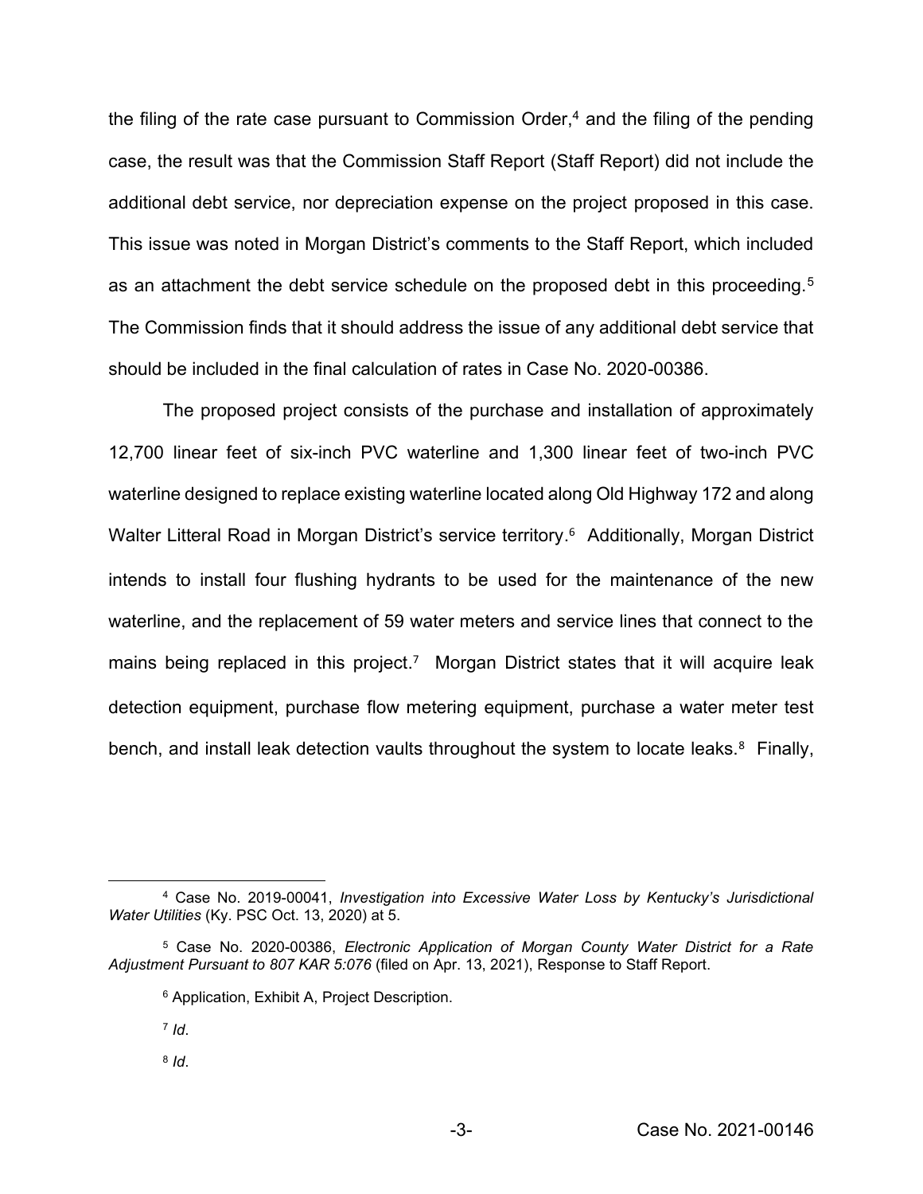the filing of the rate case pursuant to Commission Order,[4] and the filing of the pending case, the result was that the Commission Staff Report (Staff Report) did not include the additional debt service, nor depreciation expense on the project proposed in this case. This issue was noted in Morgan District's comments to the Staff Report, which included as an attachment the debt service schedule on the proposed debt in this proceeding.[5] The Commission finds that it should address the issue of any additional debt service that should be included in the final calculation of rates in Case No. 2020-00386.

The proposed project consists of the purchase and installation of approximately 12,700 linear feet of six-inch PVC waterline and 1,300 linear feet of two-inch PVC waterline designed to replace existing waterline located along Old Highway 172 and along Walter Litteral Road in Morgan District's service territory.[6] Additionally, Morgan District intends to install four flushing hydrants to be used for the maintenance of the new waterline, and the replacement of 59 water meters and service lines that connect to the mains being replaced in this project.[7] Morgan District states that it will acquire leak detection equipment, purchase flow metering equipment, purchase a water meter test bench, and install leak detection vaults throughout the system to locate leaks.[8] Finally,

---

[4] Case No. 2019-00041, *Investigation into Excessive Water Loss by Kentucky's Jurisdictional Water Utilities* (Ky. PSC Oct. 13, 2020) at 5.

[5] Case No. 2020-00386, *Electronic Application of Morgan County Water District for a Rate Adjustment Pursuant to 807 KAR 5:076* (filed on Apr. 13, 2021), Response to Staff Report.

[6] Application, Exhibit A, Project Description.

[7] *Id*.

[8] *Id*.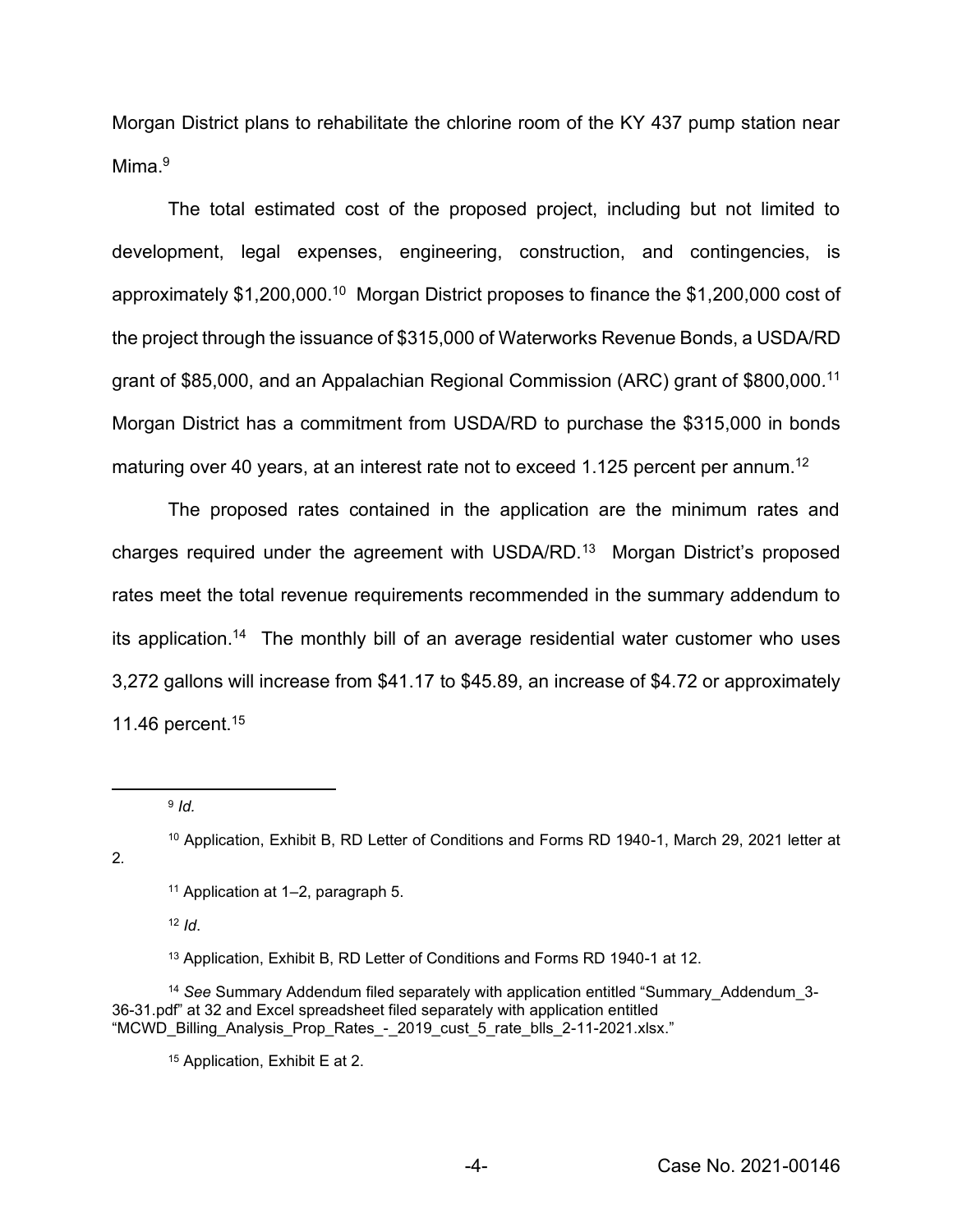Morgan District plans to rehabilitate the chlorine room of the KY 437 pump station near Mima.[9]

The total estimated cost of the proposed project, including but not limited to development, legal expenses, engineering, construction, and contingencies, is approximately $1,200,000.[10] Morgan District proposes to finance the $1,200,000 cost of the project through the issuance of $315,000 of Waterworks Revenue Bonds, a USDA/RD grant of $85,000, and an Appalachian Regional Commission (ARC) grant of $800,000.[11] Morgan District has a commitment from USDA/RD to purchase the $315,000 in bonds maturing over 40 years, at an interest rate not to exceed 1.125 percent per annum.[12]

The proposed rates contained in the application are the minimum rates and charges required under the agreement with USDA/RD.[13] Morgan District's proposed rates meet the total revenue requirements recommended in the summary addendum to its application.[14] The monthly bill of an average residential water customer who uses 3,272 gallons will increase from $41.17 to $45.89, an increase of $4.72 or approximately 11.46 percent.[15]

---

[9] *Id.*

[10] Application, Exhibit B, RD Letter of Conditions and Forms RD 1940-1, March 29, 2021 letter at 2.

[11] Application at 1–2, paragraph 5.

[12] *Id*.

[13] Application, Exhibit B, RD Letter of Conditions and Forms RD 1940-1 at 12.

[14] *See* Summary Addendum filed separately with application entitled "Summary_Addendum_3-36-31.pdf" at 32 and Excel spreadsheet filed separately with application entitled "MCWD_Billing_Analysis_Prop_Rates_-_2019_cust_5_rate_blls_2-11-2021.xlsx."

[15] Application, Exhibit E at 2.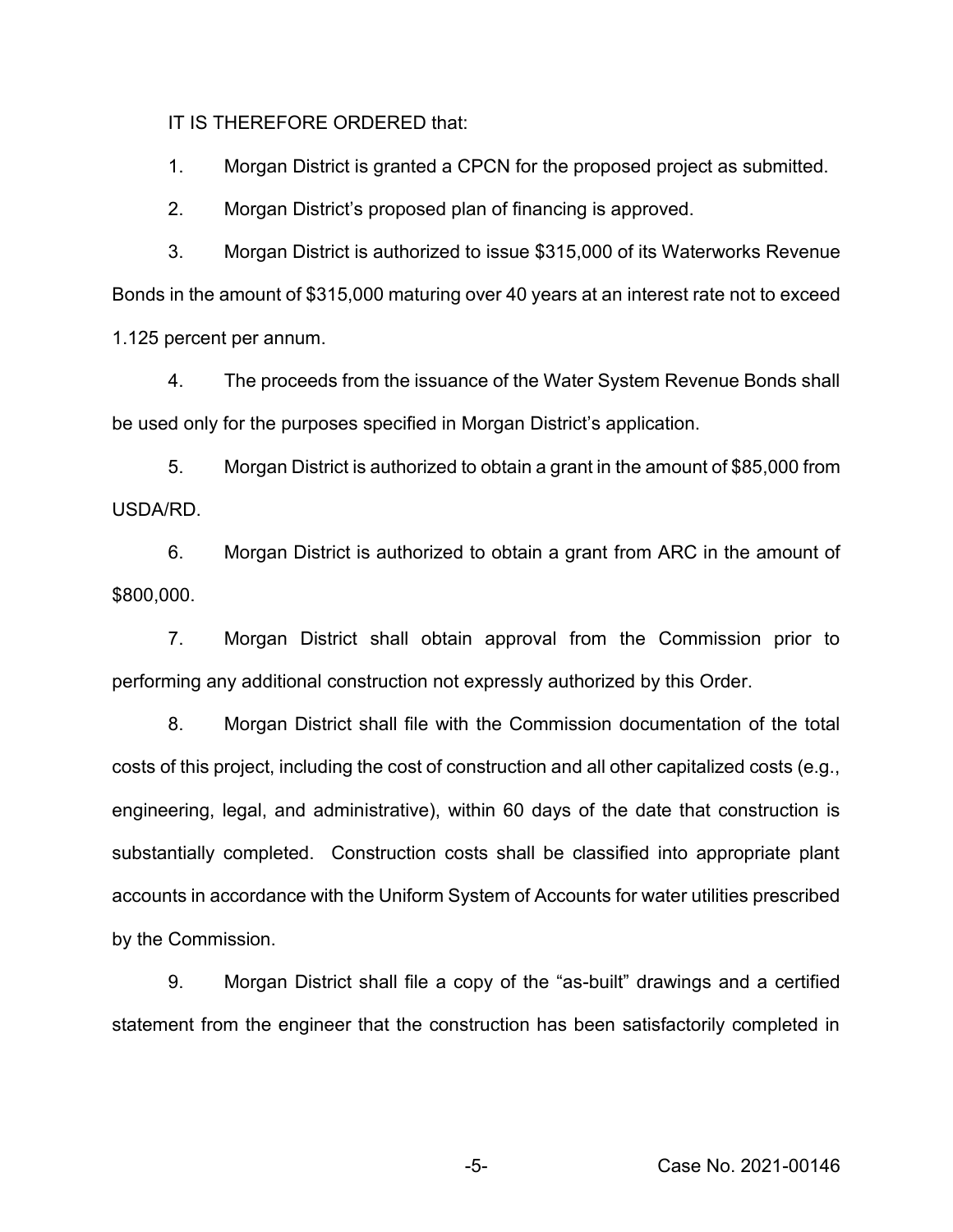IT IS THEREFORE ORDERED that:

1. Morgan District is granted a CPCN for the proposed project as submitted.

2. Morgan District's proposed plan of financing is approved.

3. Morgan District is authorized to issue $315,000 of its Waterworks Revenue Bonds in the amount of $315,000 maturing over 40 years at an interest rate not to exceed 1.125 percent per annum.

4. The proceeds from the issuance of the Water System Revenue Bonds shall be used only for the purposes specified in Morgan District's application.

5. Morgan District is authorized to obtain a grant in the amount of $85,000 from USDA/RD.

6. Morgan District is authorized to obtain a grant from ARC in the amount of $800,000.

7. Morgan District shall obtain approval from the Commission prior to performing any additional construction not expressly authorized by this Order.

8. Morgan District shall file with the Commission documentation of the total costs of this project, including the cost of construction and all other capitalized costs (e.g., engineering, legal, and administrative), within 60 days of the date that construction is substantially completed. Construction costs shall be classified into appropriate plant accounts in accordance with the Uniform System of Accounts for water utilities prescribed by the Commission.

9. Morgan District shall file a copy of the "as-built" drawings and a certified statement from the engineer that the construction has been satisfactorily completed in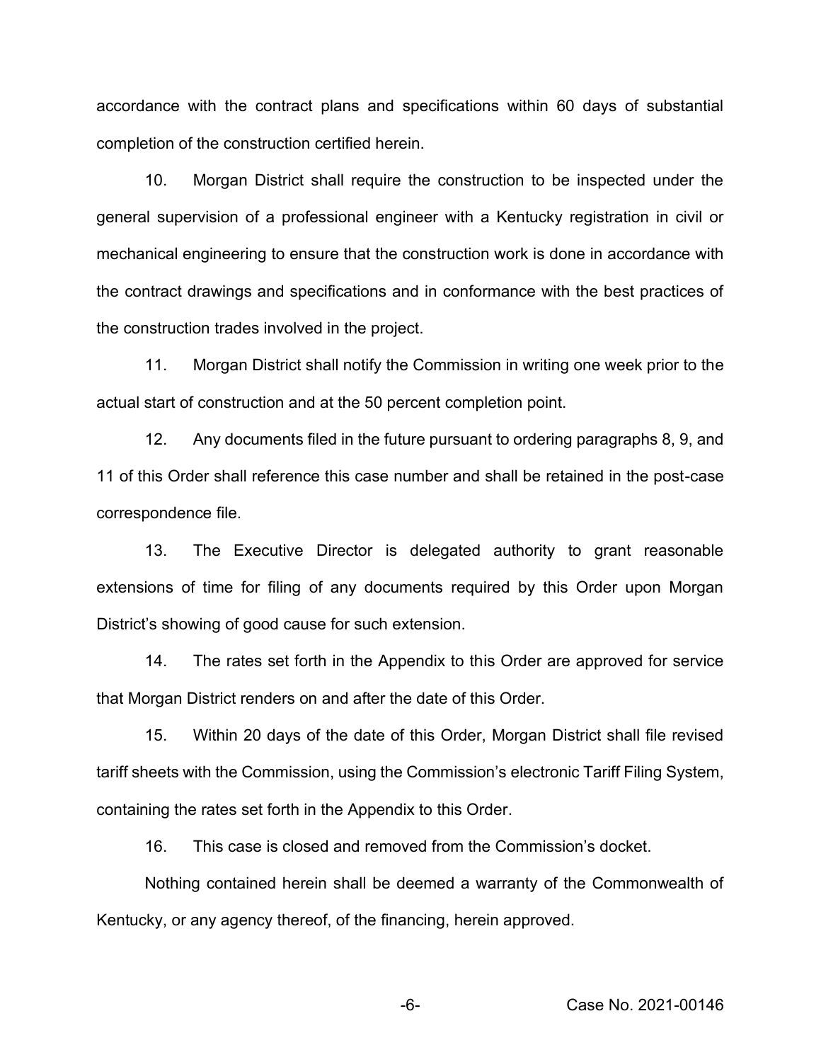accordance with the contract plans and specifications within 60 days of substantial completion of the construction certified herein.

10. Morgan District shall require the construction to be inspected under the general supervision of a professional engineer with a Kentucky registration in civil or mechanical engineering to ensure that the construction work is done in accordance with the contract drawings and specifications and in conformance with the best practices of the construction trades involved in the project.

11. Morgan District shall notify the Commission in writing one week prior to the actual start of construction and at the 50 percent completion point.

12. Any documents filed in the future pursuant to ordering paragraphs 8, 9, and 11 of this Order shall reference this case number and shall be retained in the post-case correspondence file.

13. The Executive Director is delegated authority to grant reasonable extensions of time for filing of any documents required by this Order upon Morgan District's showing of good cause for such extension.

14. The rates set forth in the Appendix to this Order are approved for service that Morgan District renders on and after the date of this Order.

15. Within 20 days of the date of this Order, Morgan District shall file revised tariff sheets with the Commission, using the Commission's electronic Tariff Filing System, containing the rates set forth in the Appendix to this Order.

16. This case is closed and removed from the Commission's docket.

Nothing contained herein shall be deemed a warranty of the Commonwealth of Kentucky, or any agency thereof, of the financing, herein approved.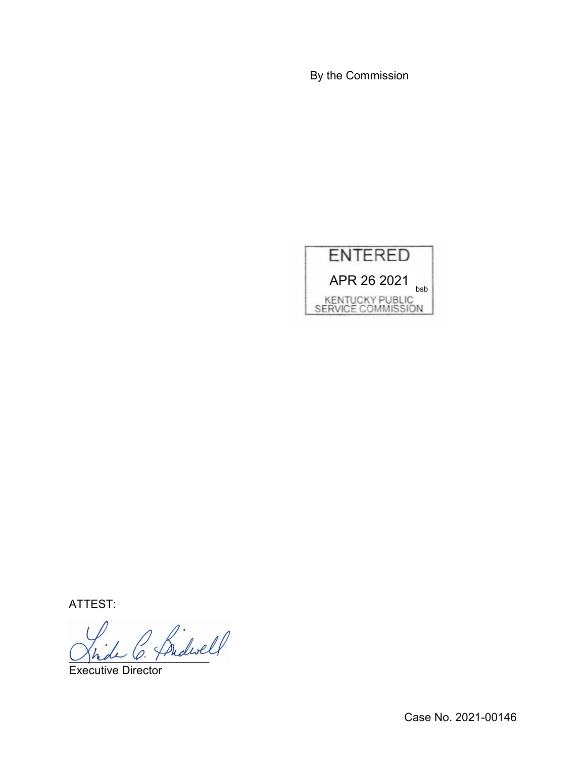By the Commission

ENTERED

APR 26 2021 bsb

KENTUCKY PUBLIC SERVICE COMMISSION

ATTEST:

Executive Director

Case No. 2021-00146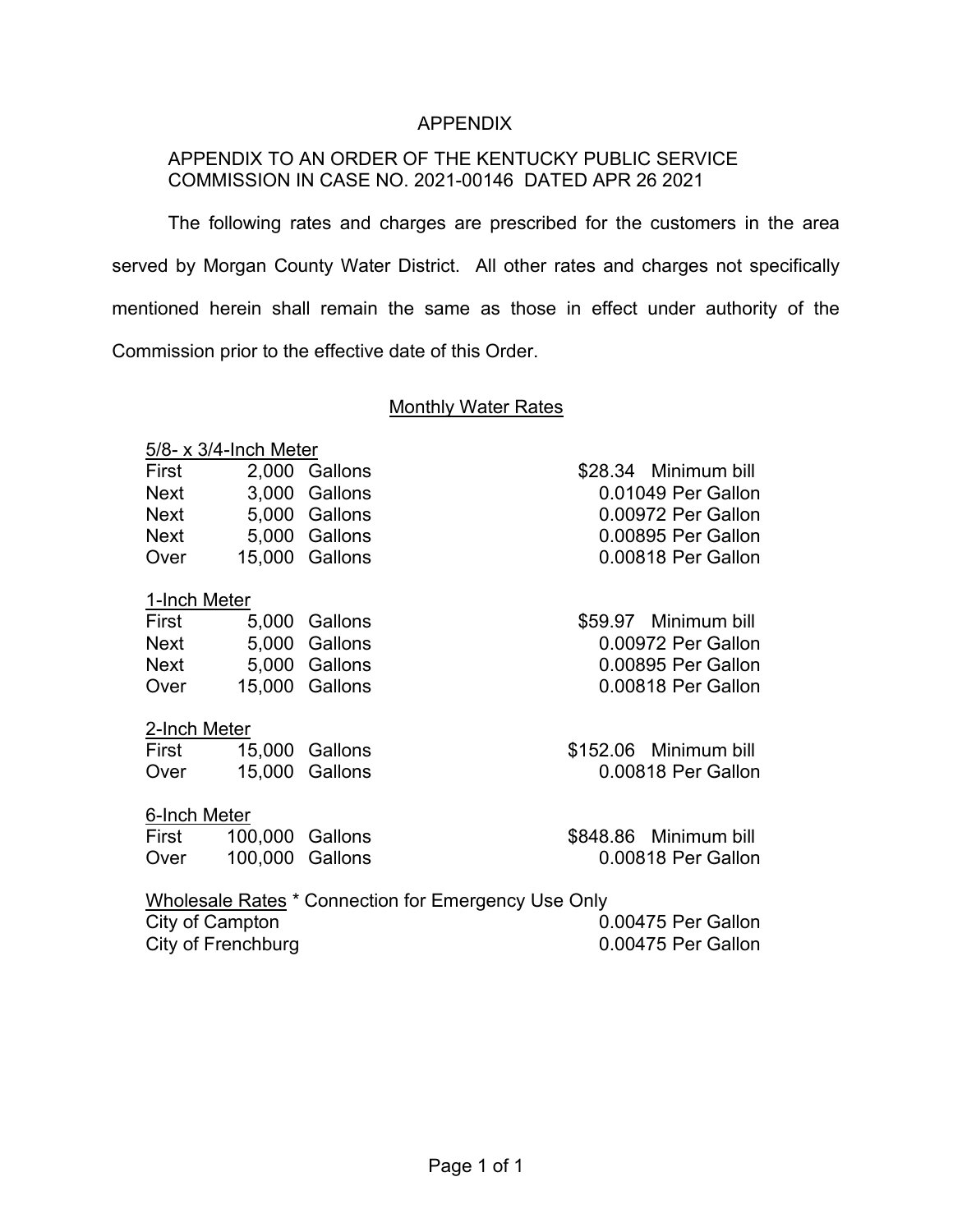# APPENDIX

APPENDIX TO AN ORDER OF THE KENTUCKY PUBLIC SERVICE COMMISSION IN CASE NO. 2021-00146 DATED APR 26 2021

The following rates and charges are prescribed for the customers in the area served by Morgan County Water District. All other rates and charges not specifically mentioned herein shall remain the same as those in effect under authority of the Commission prior to the effective date of this Order.

## Monthly Water Rates

**5/8- x 3/4-Inch Meter**

| | | |
|---|---|---|
| First | 2,000 Gallons | \$28.34 Minimum bill |
| Next | 3,000 Gallons | 0.01049 Per Gallon |
| Next | 5,000 Gallons | 0.00972 Per Gallon |
| Next | 5,000 Gallons | 0.00895 Per Gallon |
| Over | 15,000 Gallons | 0.00818 Per Gallon |

**1-Inch Meter**

| | | |
|---|---|---|
| First | 5,000 Gallons | \$59.97 Minimum bill |
| Next | 5,000 Gallons | 0.00972 Per Gallon |
| Next | 5,000 Gallons | 0.00895 Per Gallon |
| Over | 15,000 Gallons | 0.00818 Per Gallon |

**2-Inch Meter**

| | | |
|---|---|---|
| First | 15,000 Gallons | \$152.06 Minimum bill |
| Over | 15,000 Gallons | 0.00818 Per Gallon |

**6-Inch Meter**

| | | |
|---|---|---|
| First | 100,000 Gallons | \$848.86 Minimum bill |
| Over | 100,000 Gallons | 0.00818 Per Gallon |

**Wholesale Rates** * Connection for Emergency Use Only

| | |
|---|---|
| City of Campton | 0.00475 Per Gallon |
| City of Frenchburg | 0.00475 Per Gallon |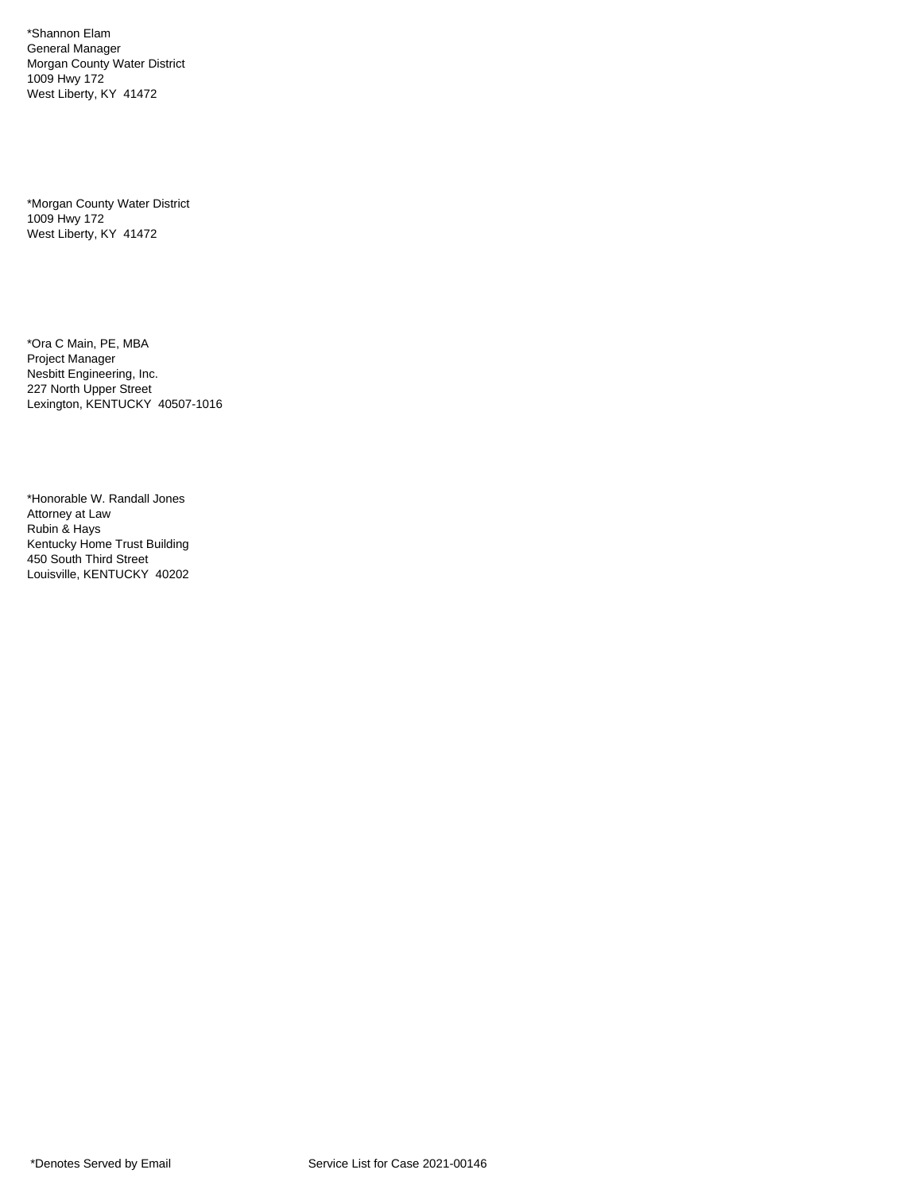*Shannon Elam
General Manager
Morgan County Water District
1009 Hwy 172
West Liberty, KY  41472

*Morgan County Water District
1009 Hwy 172
West Liberty, KY  41472

*Ora C Main, PE, MBA
Project Manager
Nesbitt Engineering, Inc.
227 North Upper Street
Lexington, KENTUCKY  40507-1016

*Honorable W. Randall Jones
Attorney at Law
Rubin & Hays
Kentucky Home Trust Building
450 South Third Street
Louisville, KENTUCKY  40202

*Denotes Served by Email

Service List for Case 2021-00146